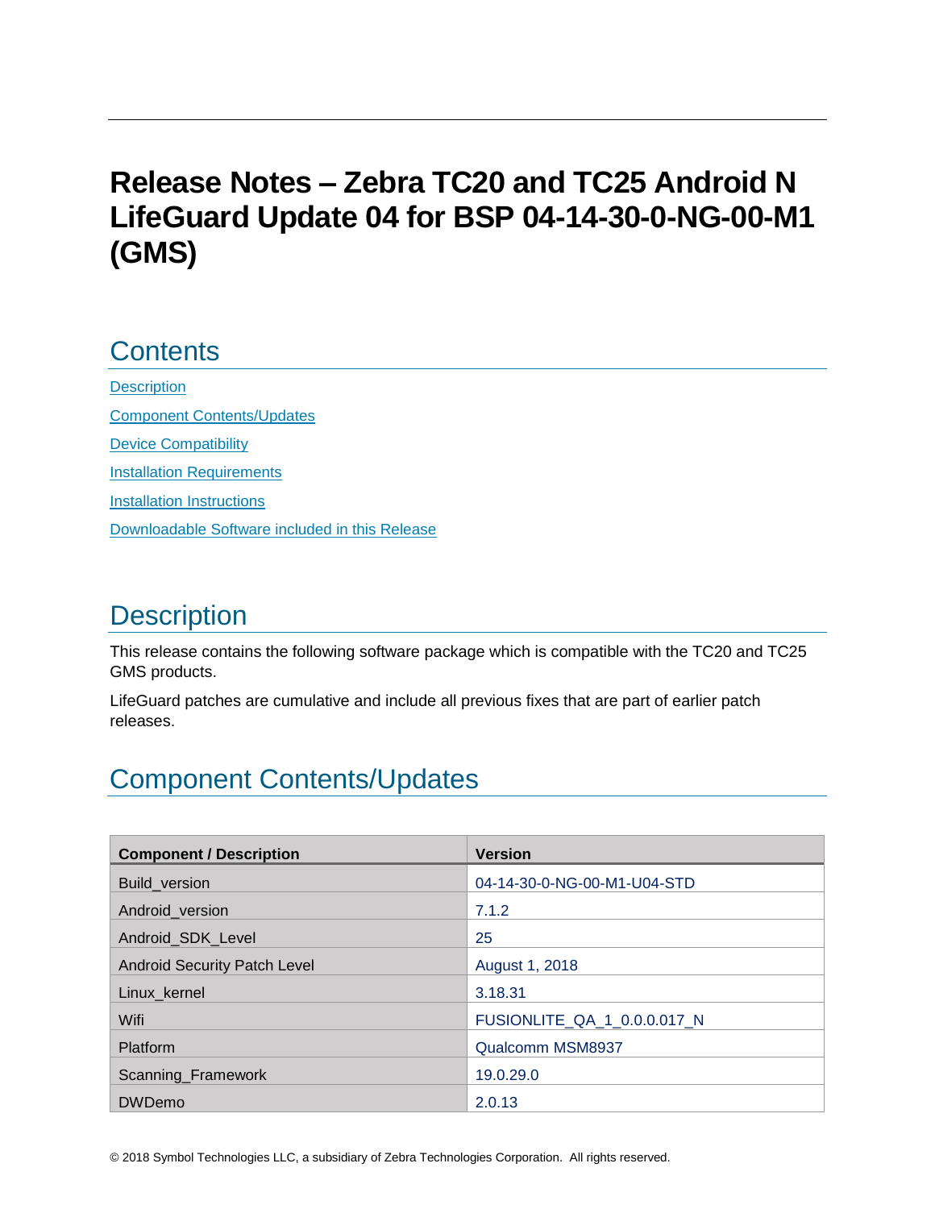# Release Notes – Zebra TC20 and TC25 Android N LifeGuard Update 04 for BSP 04-14-30-0-NG-00-M1 (GMS)

## Contents

Description

Component Contents/Updates

Device Compatibility

Installation Requirements

Installation Instructions

Downloadable Software included in this Release

## Description

This release contains the following software package which is compatible with the TC20 and TC25 GMS products.

LifeGuard patches are cumulative and include all previous fixes that are part of earlier patch releases.

## Component Contents/Updates

| Component / Description | Version |
|---|---|
| Build_version | 04-14-30-0-NG-00-M1-U04-STD |
| Android_version | 7.1.2 |
| Android_SDK_Level | 25 |
| Android Security Patch Level | August 1, 2018 |
| Linux_kernel | 3.18.31 |
| Wifi | FUSIONLITE_QA_1_0.0.0.017_N |
| Platform | Qualcomm MSM8937 |
| Scanning_Framework | 19.0.29.0 |
| DWDemo | 2.0.13 |

© 2018 Symbol Technologies LLC, a subsidiary of Zebra Technologies Corporation. All rights reserved.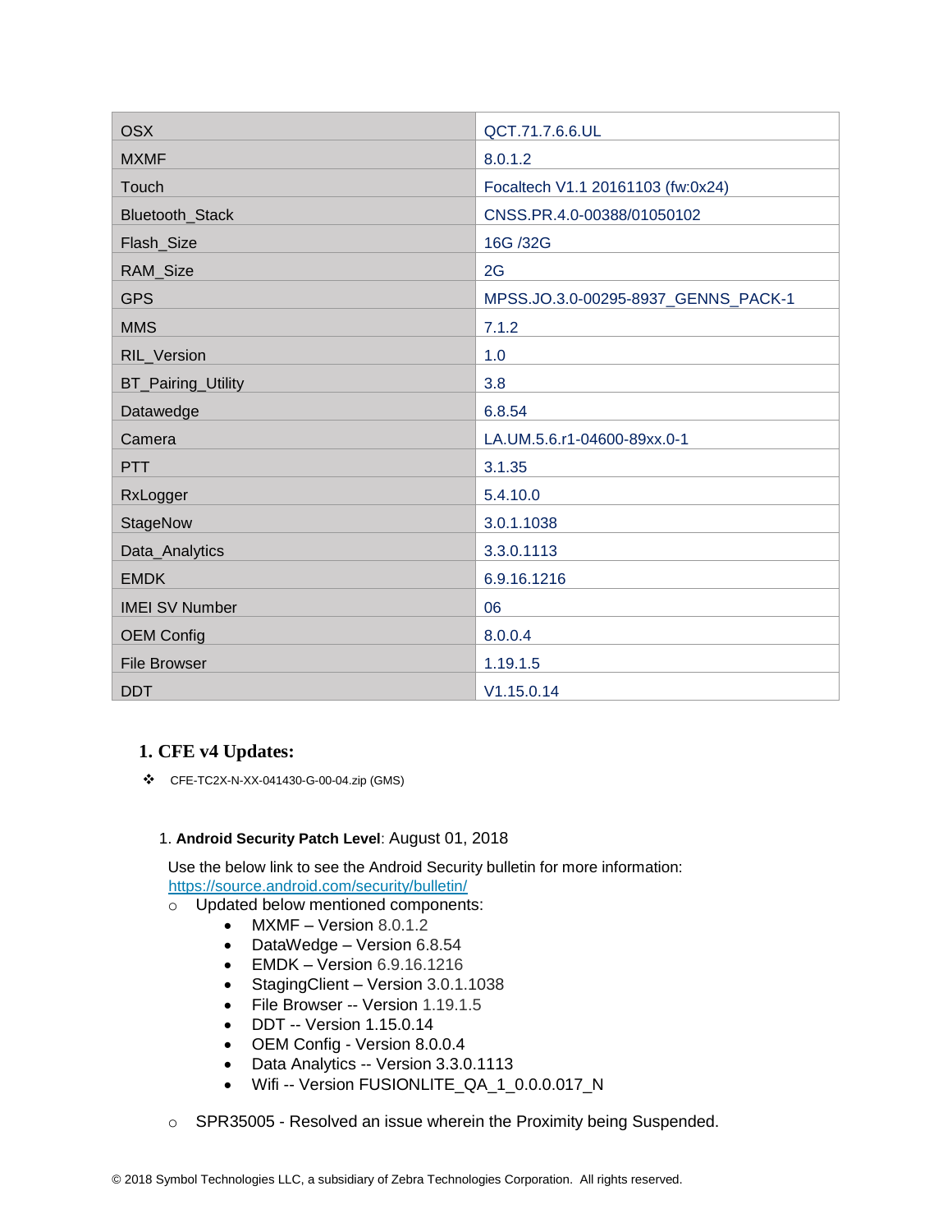| OSX | QCT.71.7.6.6.UL |
|---|---|
| MXMF | 8.0.1.2 |
| Touch | Focaltech V1.1 20161103 (fw:0x24) |
| Bluetooth_Stack | CNSS.PR.4.0-00388/01050102 |
| Flash_Size | 16G /32G |
| RAM_Size | 2G |
| GPS | MPSS.JO.3.0-00295-8937_GENNS_PACK-1 |
| MMS | 7.1.2 |
| RIL_Version | 1.0 |
| BT_Pairing_Utility | 3.8 |
| Datawedge | 6.8.54 |
| Camera | LA.UM.5.6.r1-04600-89xx.0-1 |
| PTT | 3.1.35 |
| RxLogger | 5.4.10.0 |
| StageNow | 3.0.1.1038 |
| Data_Analytics | 3.3.0.1113 |
| EMDK | 6.9.16.1216 |
| IMEI SV Number | 06 |
| OEM Config | 8.0.0.4 |
| File Browser | 1.19.1.5 |
| DDT | V1.15.0.14 |

## 1. CFE v4 Updates:

❖ CFE-TC2X-N-XX-041430-G-00-04.zip (GMS)

1. **Android Security Patch Level**: August 01, 2018

   Use the below link to see the Android Security bulletin for more information: https://source.android.com/security/bulletin/

   - Updated below mentioned components:
     - MXMF – Version 8.0.1.2
     - DataWedge – Version 6.8.54
     - EMDK – Version 6.9.16.1216
     - StagingClient – Version 3.0.1.1038
     - File Browser -- Version 1.19.1.5
     - DDT -- Version 1.15.0.14
     - OEM Config - Version 8.0.0.4
     - Data Analytics -- Version 3.3.0.1113
     - Wifi -- Version FUSIONLITE_QA_1_0.0.0.017_N

   - SPR35005 - Resolved an issue wherein the Proximity being Suspended.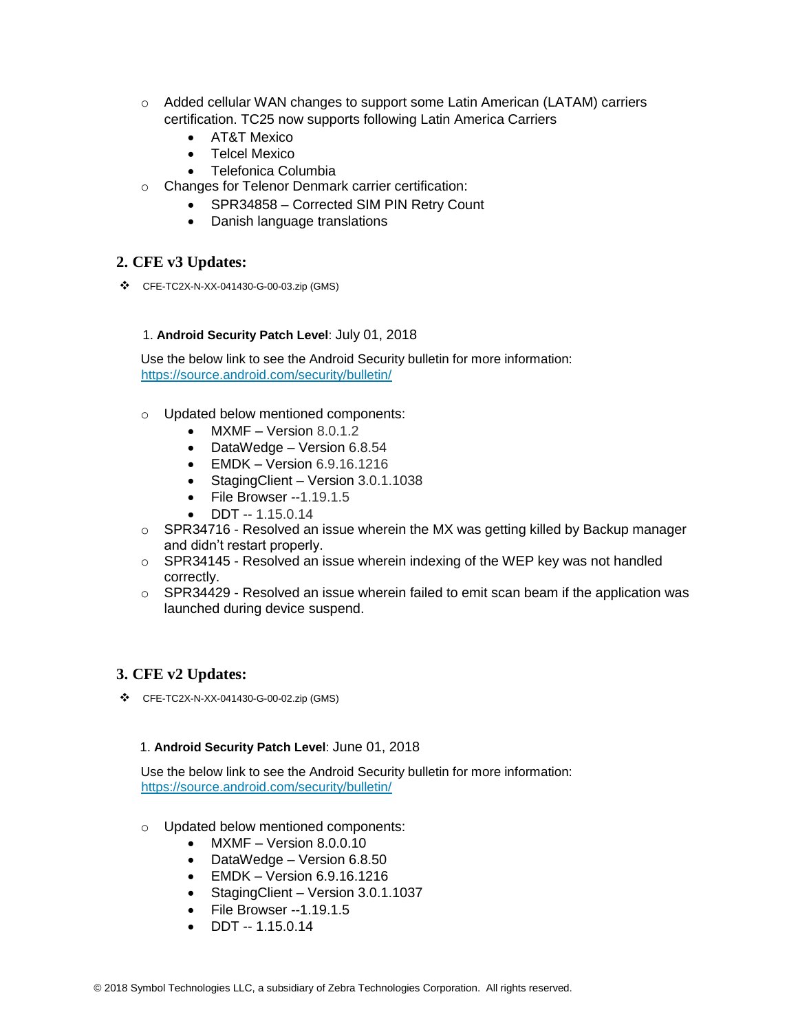- Added cellular WAN changes to support some Latin American (LATAM) carriers certification. TC25 now supports following Latin America Carriers
  - AT&T Mexico
  - Telcel Mexico
  - Telefonica Columbia
- Changes for Telenor Denmark carrier certification:
  - SPR34858 – Corrected SIM PIN Retry Count
  - Danish language translations

## 2. CFE v3 Updates:

❖ CFE-TC2X-N-XX-041430-G-00-03.zip (GMS)

1. **Android Security Patch Level**: July 01, 2018

Use the below link to see the Android Security bulletin for more information: https://source.android.com/security/bulletin/

- Updated below mentioned components:
  - MXMF – Version 8.0.1.2
  - DataWedge – Version 6.8.54
  - EMDK – Version 6.9.16.1216
  - StagingClient – Version 3.0.1.1038
  - File Browser --1.19.1.5
  - DDT -- 1.15.0.14
- SPR34716 - Resolved an issue wherein the MX was getting killed by Backup manager and didn't restart properly.
- SPR34145 - Resolved an issue wherein indexing of the WEP key was not handled correctly.
- SPR34429 - Resolved an issue wherein failed to emit scan beam if the application was launched during device suspend.

## 3. CFE v2 Updates:

❖ CFE-TC2X-N-XX-041430-G-00-02.zip (GMS)

1. **Android Security Patch Level**: June 01, 2018

Use the below link to see the Android Security bulletin for more information: https://source.android.com/security/bulletin/

- Updated below mentioned components:
  - MXMF – Version 8.0.0.10
  - DataWedge – Version 6.8.50
  - EMDK – Version 6.9.16.1216
  - StagingClient – Version 3.0.1.1037
  - File Browser --1.19.1.5
  - DDT -- 1.15.0.14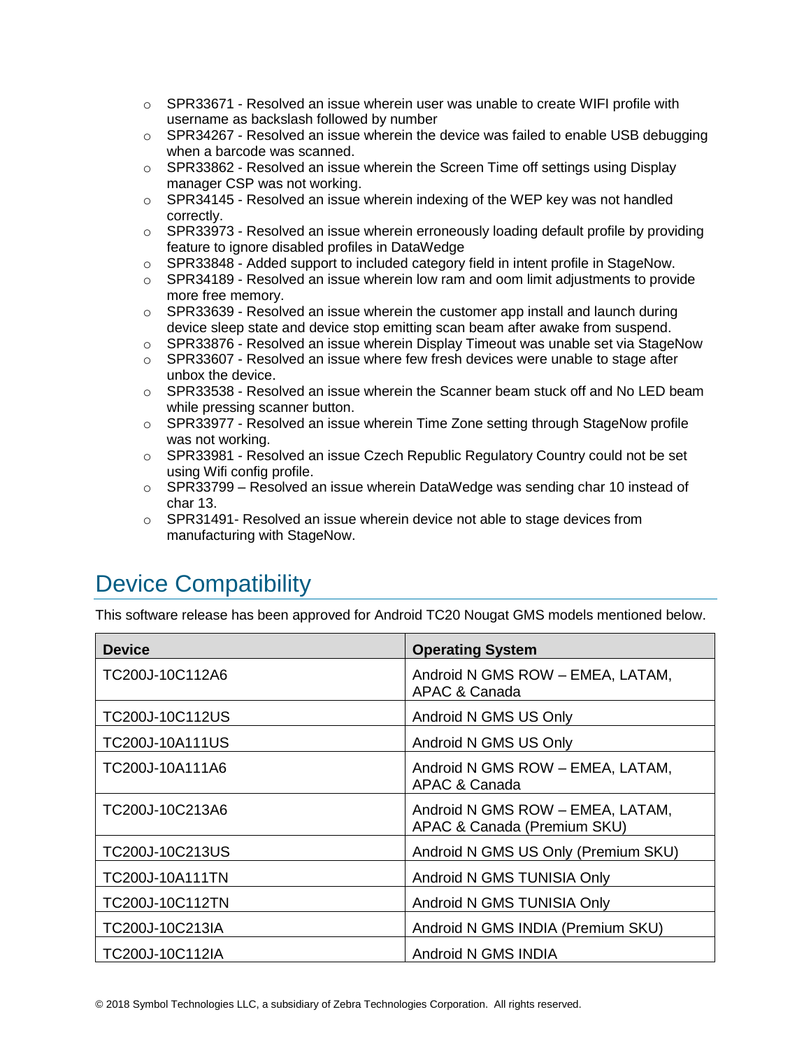- SPR33671 - Resolved an issue wherein user was unable to create WIFI profile with username as backslash followed by number
- SPR34267 - Resolved an issue wherein the device was failed to enable USB debugging when a barcode was scanned.
- SPR33862 - Resolved an issue wherein the Screen Time off settings using Display manager CSP was not working.
- SPR34145 - Resolved an issue wherein indexing of the WEP key was not handled correctly.
- SPR33973 - Resolved an issue wherein erroneously loading default profile by providing feature to ignore disabled profiles in DataWedge
- SPR33848 - Added support to included category field in intent profile in StageNow.
- SPR34189 - Resolved an issue wherein low ram and oom limit adjustments to provide more free memory.
- SPR33639 - Resolved an issue wherein the customer app install and launch during device sleep state and device stop emitting scan beam after awake from suspend.
- SPR33876 - Resolved an issue wherein Display Timeout was unable set via StageNow
- SPR33607 - Resolved an issue where few fresh devices were unable to stage after unbox the device.
- SPR33538 - Resolved an issue wherein the Scanner beam stuck off and No LED beam while pressing scanner button.
- SPR33977 - Resolved an issue wherein Time Zone setting through StageNow profile was not working.
- SPR33981 - Resolved an issue Czech Republic Regulatory Country could not be set using Wifi config profile.
- SPR33799 – Resolved an issue wherein DataWedge was sending char 10 instead of char 13.
- SPR31491- Resolved an issue wherein device not able to stage devices from manufacturing with StageNow.

# Device Compatibility

This software release has been approved for Android TC20 Nougat GMS models mentioned below.

| Device | Operating System |
|---|---|
| TC200J-10C112A6 | Android N GMS ROW – EMEA, LATAM, APAC & Canada |
| TC200J-10C112US | Android N GMS US Only |
| TC200J-10A111US | Android N GMS US Only |
| TC200J-10A111A6 | Android N GMS ROW – EMEA, LATAM, APAC & Canada |
| TC200J-10C213A6 | Android N GMS ROW – EMEA, LATAM, APAC & Canada (Premium SKU) |
| TC200J-10C213US | Android N GMS US Only (Premium SKU) |
| TC200J-10A111TN | Android N GMS TUNISIA Only |
| TC200J-10C112TN | Android N GMS TUNISIA Only |
| TC200J-10C213IA | Android N GMS INDIA (Premium SKU) |
| TC200J-10C112IA | Android N GMS INDIA |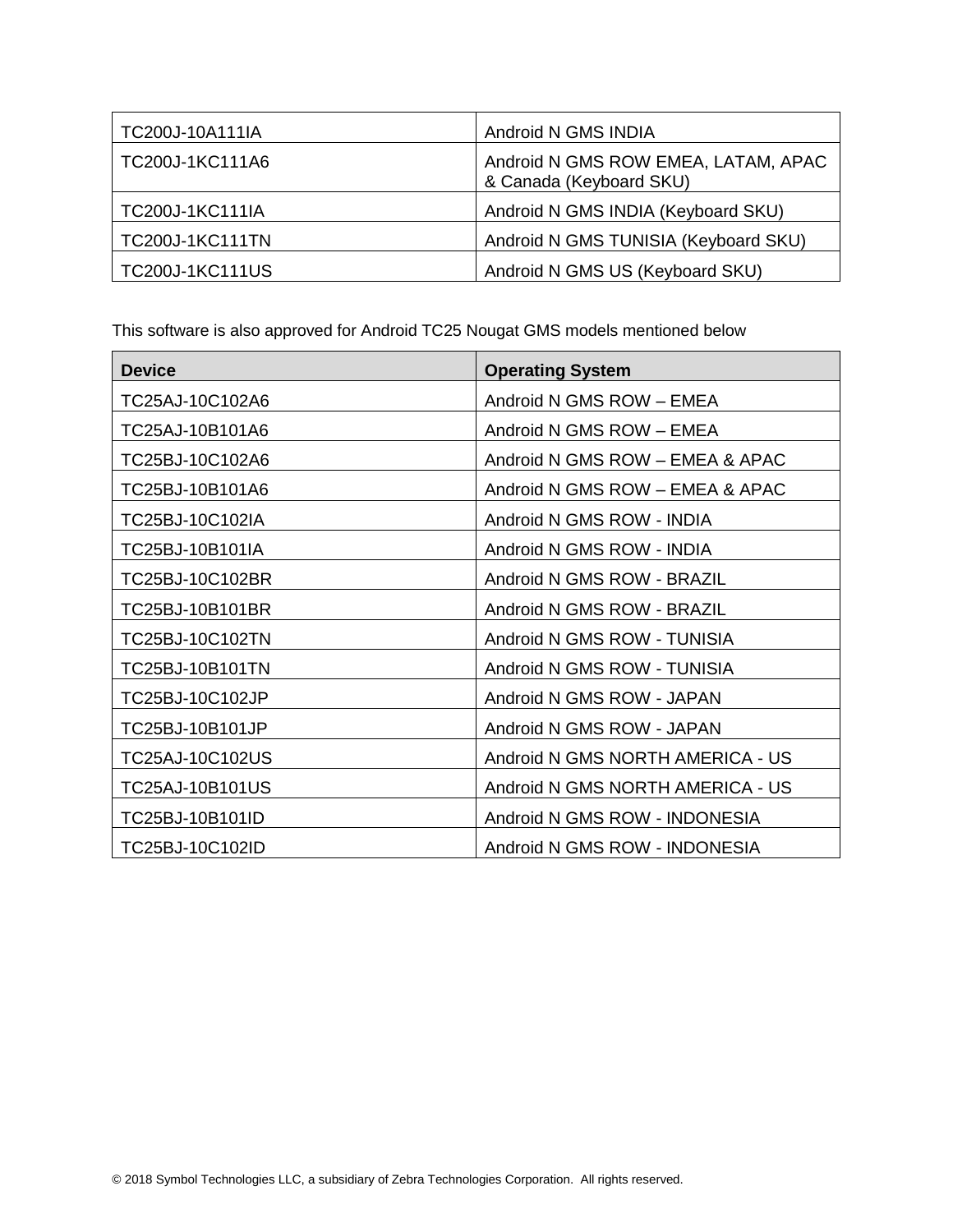| | |
|---|---|
| TC200J-10A111IA | Android N GMS INDIA |
| TC200J-1KC111A6 | Android N GMS ROW EMEA, LATAM, APAC & Canada (Keyboard SKU) |
| TC200J-1KC111IA | Android N GMS INDIA (Keyboard SKU) |
| TC200J-1KC111TN | Android N GMS TUNISIA (Keyboard SKU) |
| TC200J-1KC111US | Android N GMS US (Keyboard SKU) |

This software is also approved for Android TC25 Nougat GMS models mentioned below

| Device | Operating System |
|---|---|
| TC25AJ-10C102A6 | Android N GMS ROW – EMEA |
| TC25AJ-10B101A6 | Android N GMS ROW – EMEA |
| TC25BJ-10C102A6 | Android N GMS ROW – EMEA & APAC |
| TC25BJ-10B101A6 | Android N GMS ROW – EMEA & APAC |
| TC25BJ-10C102IA | Android N GMS ROW - INDIA |
| TC25BJ-10B101IA | Android N GMS ROW - INDIA |
| TC25BJ-10C102BR | Android N GMS ROW - BRAZIL |
| TC25BJ-10B101BR | Android N GMS ROW - BRAZIL |
| TC25BJ-10C102TN | Android N GMS ROW - TUNISIA |
| TC25BJ-10B101TN | Android N GMS ROW - TUNISIA |
| TC25BJ-10C102JP | Android N GMS ROW - JAPAN |
| TC25BJ-10B101JP | Android N GMS ROW - JAPAN |
| TC25AJ-10C102US | Android N GMS NORTH AMERICA - US |
| TC25AJ-10B101US | Android N GMS NORTH AMERICA - US |
| TC25BJ-10B101ID | Android N GMS ROW - INDONESIA |
| TC25BJ-10C102ID | Android N GMS ROW - INDONESIA |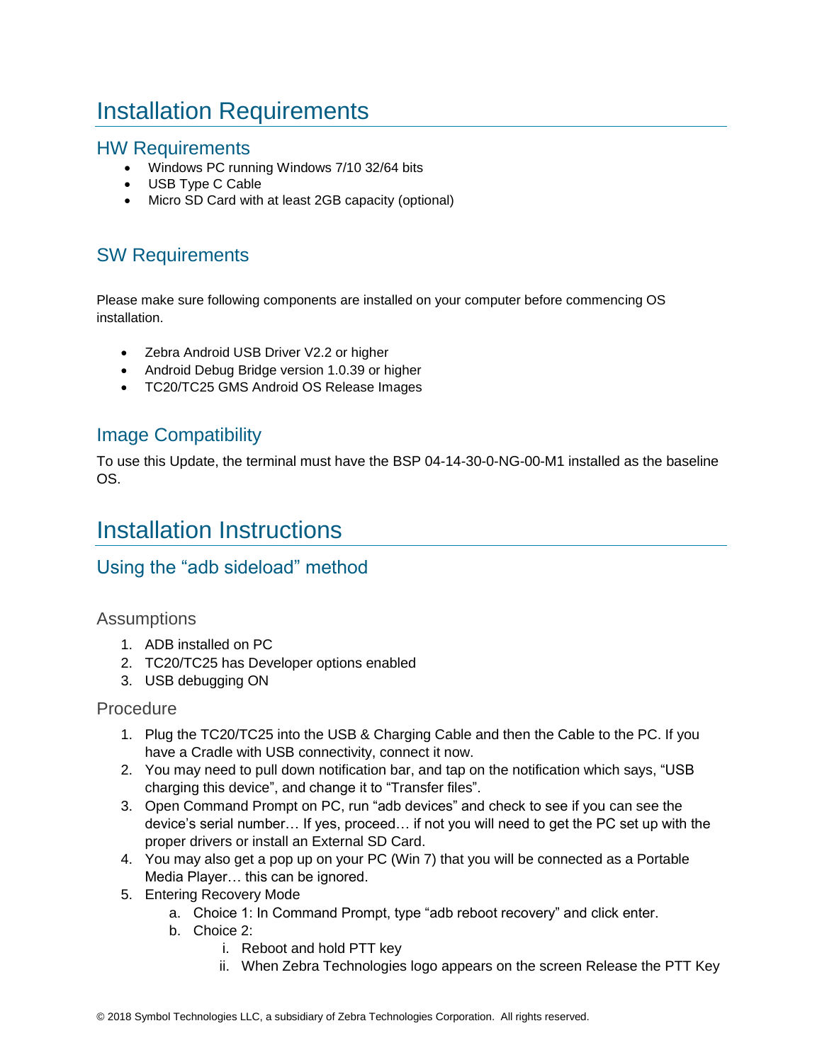# Installation Requirements

## HW Requirements

- Windows PC running Windows 7/10 32/64 bits
- USB Type C Cable
- Micro SD Card with at least 2GB capacity (optional)

## SW Requirements

Please make sure following components are installed on your computer before commencing OS installation.

- Zebra Android USB Driver V2.2 or higher
- Android Debug Bridge version 1.0.39 or higher
- TC20/TC25 GMS Android OS Release Images

## Image Compatibility

To use this Update, the terminal must have the BSP 04-14-30-0-NG-00-M1 installed as the baseline OS.

# Installation Instructions

## Using the “adb sideload” method

### Assumptions

1. ADB installed on PC
2. TC20/TC25 has Developer options enabled
3. USB debugging ON

### Procedure

1. Plug the TC20/TC25 into the USB & Charging Cable and then the Cable to the PC. If you have a Cradle with USB connectivity, connect it now.
2. You may need to pull down notification bar, and tap on the notification which says, “USB charging this device”, and change it to “Transfer files”.
3. Open Command Prompt on PC, run “adb devices” and check to see if you can see the device’s serial number… If yes, proceed… if not you will need to get the PC set up with the proper drivers or install an External SD Card.
4. You may also get a pop up on your PC (Win 7) that you will be connected as a Portable Media Player… this can be ignored.
5. Entering Recovery Mode
   a. Choice 1: In Command Prompt, type “adb reboot recovery” and click enter.
   b. Choice 2:
      i. Reboot and hold PTT key
      ii. When Zebra Technologies logo appears on the screen Release the PTT Key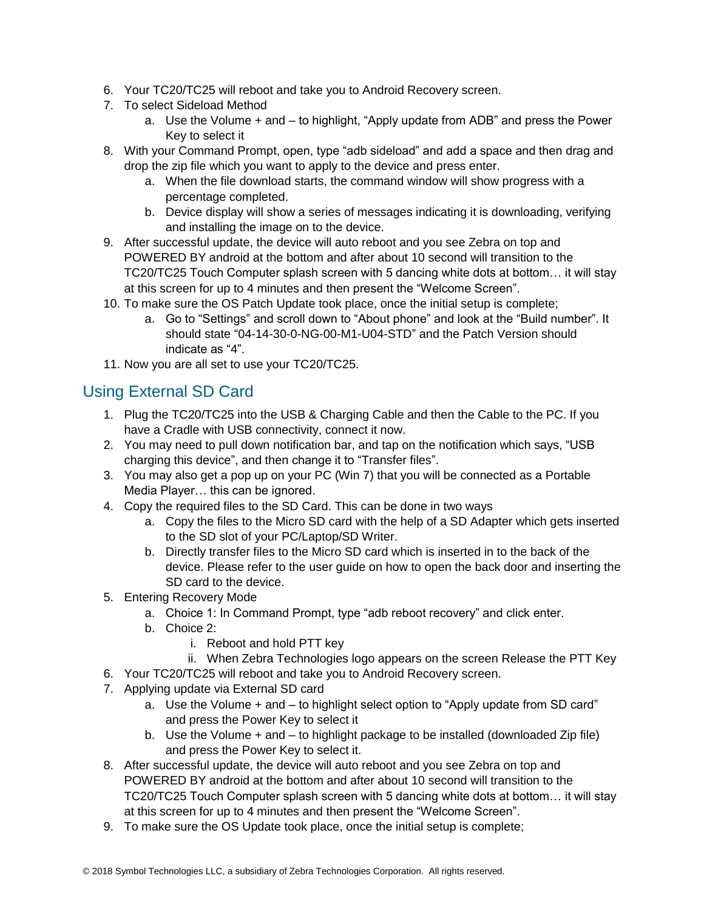6. Your TC20/TC25 will reboot and take you to Android Recovery screen.
7. To select Sideload Method
    a. Use the Volume + and – to highlight, "Apply update from ADB" and press the Power Key to select it
8. With your Command Prompt, open, type "adb sideload" and add a space and then drag and drop the zip file which you want to apply to the device and press enter.
    a. When the file download starts, the command window will show progress with a percentage completed.
    b. Device display will show a series of messages indicating it is downloading, verifying and installing the image on to the device.
9. After successful update, the device will auto reboot and you see Zebra on top and POWERED BY android at the bottom and after about 10 second will transition to the TC20/TC25 Touch Computer splash screen with 5 dancing white dots at bottom… it will stay at this screen for up to 4 minutes and then present the "Welcome Screen".
10. To make sure the OS Patch Update took place, once the initial setup is complete;
    a. Go to "Settings" and scroll down to "About phone" and look at the "Build number". It should state "04-14-30-0-NG-00-M1-U04-STD" and the Patch Version should indicate as "4".
11. Now you are all set to use your TC20/TC25.

## Using External SD Card

1. Plug the TC20/TC25 into the USB & Charging Cable and then the Cable to the PC. If you have a Cradle with USB connectivity, connect it now.
2. You may need to pull down notification bar, and tap on the notification which says, "USB charging this device", and then change it to "Transfer files".
3. You may also get a pop up on your PC (Win 7) that you will be connected as a Portable Media Player… this can be ignored.
4. Copy the required files to the SD Card. This can be done in two ways
    a. Copy the files to the Micro SD card with the help of a SD Adapter which gets inserted to the SD slot of your PC/Laptop/SD Writer.
    b. Directly transfer files to the Micro SD card which is inserted in to the back of the device. Please refer to the user guide on how to open the back door and inserting the SD card to the device.
5. Entering Recovery Mode
    a. Choice 1: In Command Prompt, type "adb reboot recovery" and click enter.
    b. Choice 2:
        i. Reboot and hold PTT key
        ii. When Zebra Technologies logo appears on the screen Release the PTT Key
6. Your TC20/TC25 will reboot and take you to Android Recovery screen.
7. Applying update via External SD card
    a. Use the Volume + and – to highlight select option to "Apply update from SD card" and press the Power Key to select it
    b. Use the Volume + and – to highlight package to be installed (downloaded Zip file) and press the Power Key to select it.
8. After successful update, the device will auto reboot and you see Zebra on top and POWERED BY android at the bottom and after about 10 second will transition to the TC20/TC25 Touch Computer splash screen with 5 dancing white dots at bottom… it will stay at this screen for up to 4 minutes and then present the "Welcome Screen".
9. To make sure the OS Update took place, once the initial setup is complete;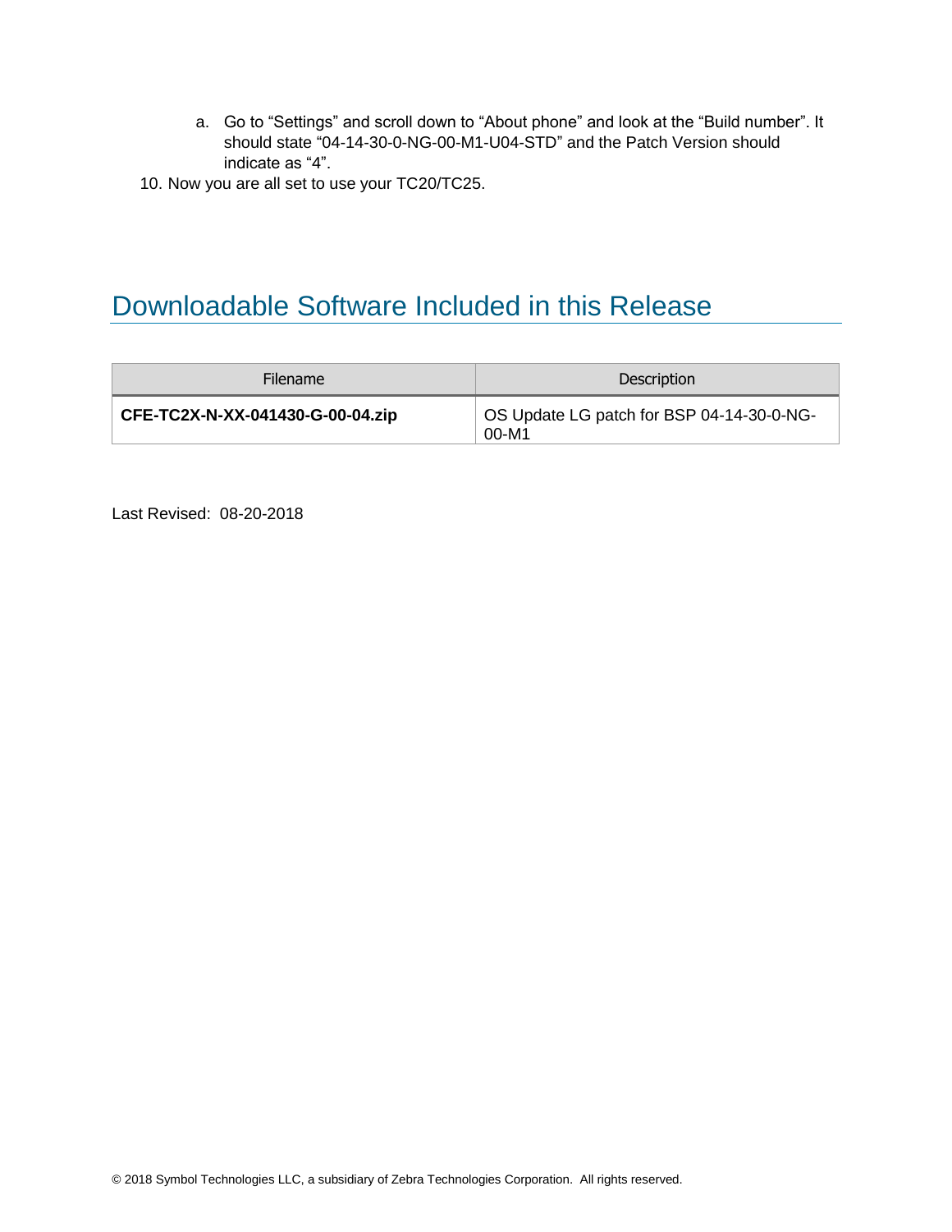a. Go to “Settings” and scroll down to “About phone” and look at the “Build number”. It should state “04-14-30-0-NG-00-M1-U04-STD” and the Patch Version should indicate as “4”.

10. Now you are all set to use your TC20/TC25.

## Downloadable Software Included in this Release

| Filename | Description |
| --- | --- |
| **CFE-TC2X-N-XX-041430-G-00-04.zip** | OS Update LG patch for BSP 04-14-30-0-NG-00-M1 |

Last Revised: 08-20-2018

© 2018 Symbol Technologies LLC, a subsidiary of Zebra Technologies Corporation. All rights reserved.